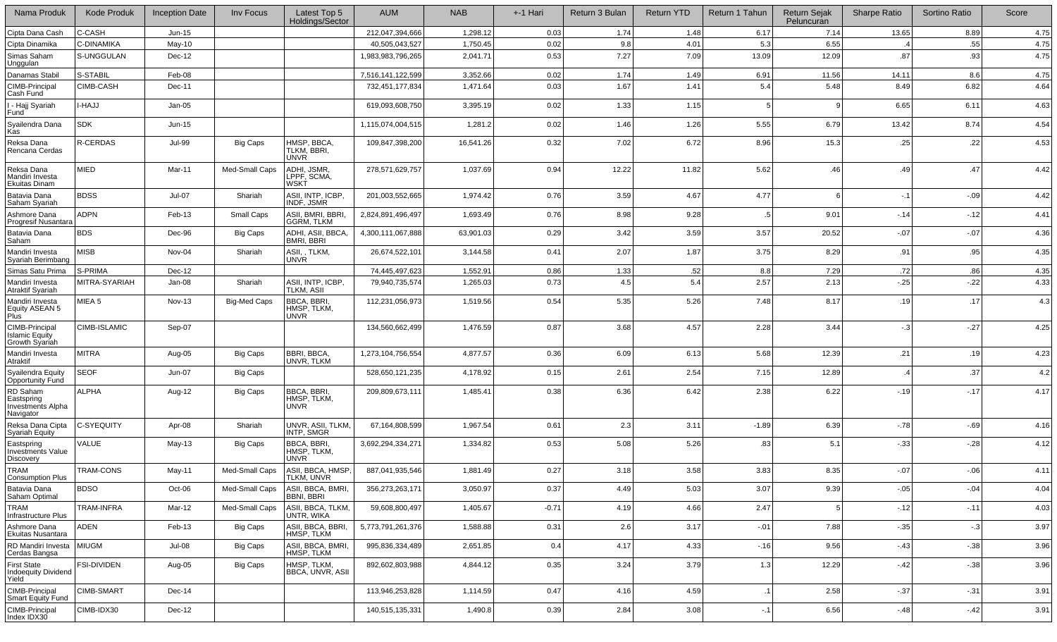| Nama Produk | Kode Produk | Inception Date | Inv Focus | Latest Top 5 Holdings/Sector | AUM | NAB | +-1 Hari | Return 3 Bulan | Return YTD | Return 1 Tahun | Return Sejak Peluncuran | Sharpe Ratio | Sortino Ratio | Score |
|---|---|---|---|---|---|---|---|---|---|---|---|---|---|---|
| Cipta Dana Cash | C-CASH | Jun-15 | | | 212,047,394,666 | 1,298.12 | 0.03 | 1.74 | 1.48 | 6.17 | 7.14 | 13.65 | 8.89 | 4.75 |
| Cipta Dinamika | C-DINAMIKA | May-10 | | | 40,505,043,527 | 1,750.45 | 0.02 | 9.8 | 4.01 | 5.3 | 6.55 | .4 | .55 | 4.75 |
| Simas Saham Unggulan | S-UNGGULAN | Dec-12 | | | 1,983,983,796,265 | 2,041.71 | 0.53 | 7.27 | 7.09 | 13.09 | 12.09 | .87 | .93 | 4.75 |
| Danamas Stabil | S-STABIL | Feb-08 | | | 7,516,141,122,599 | 3,352.66 | 0.02 | 1.74 | 1.49 | 6.91 | 11.56 | 14.11 | 8.6 | 4.75 |
| CIMB-Principal Cash Fund | CIMB-CASH | Dec-11 | | | 732,451,177,834 | 1,471.64 | 0.03 | 1.67 | 1.41 | 5.4 | 5.48 | 8.49 | 6.82 | 4.64 |
| I - Hajj Syariah Fund | I-HAJJ | Jan-05 | | | 619,093,608,750 | 3,395.19 | 0.02 | 1.33 | 1.15 | 5 | 9 | 6.65 | 6.11 | 4.63 |
| Syailendra Dana Kas | SDK | Jun-15 | | | 1,115,074,004,515 | 1,281.2 | 0.02 | 1.46 | 1.26 | 5.55 | 6.79 | 13.42 | 8.74 | 4.54 |
| Reksa Dana Rencana Cerdas | R-CERDAS | Jul-99 | Big Caps | HMSP, BBCA, TLKM, BBRI, UNVR | 109,847,398,200 | 16,541.26 | 0.32 | 7.02 | 6.72 | 8.96 | 15.3 | .25 | .22 | 4.53 |
| Reksa Dana Mandiri Investa Ekuitas Dinam | MIED | Mar-11 | Med-Small Caps | ADHI, JSMR, LPPF, SCMA, WSKT | 278,571,629,757 | 1,037.69 | 0.94 | 12.22 | 11.82 | 5.62 | .46 | .49 | .47 | 4.42 |
| Batavia Dana Saham Syariah | BDSS | Jul-07 | Shariah | ASII, INTP, ICBP, INDF, JSMR | 201,003,552,665 | 1,974.42 | 0.76 | 3.59 | 4.67 | 4.77 | 6 | -.1 | -.09 | 4.42 |
| Ashmore Dana Progresif Nusantara | ADPN | Feb-13 | Small Caps | ASII, BMRI, BBRI, GGRM, TLKM | 2,824,891,496,497 | 1,693.49 | 0.76 | 8.98 | 9.28 | .5 | 9.01 | -.14 | -.12 | 4.41 |
| Batavia Dana Saham | BDS | Dec-96 | Big Caps | ADHI, ASII, BBCA, BMRI, BBRI | 4,300,111,067,888 | 63,901.03 | 0.29 | 3.42 | 3.59 | 3.57 | 20.52 | -.07 | -.07 | 4.36 |
| Mandiri Investa Syariah Berimbang | MISB | Nov-04 | Shariah | ASII, , TLKM, UNVR | 26,674,522,101 | 3,144.58 | 0.41 | 2.07 | 1.87 | 3.75 | 8.29 | .91 | .95 | 4.35 |
| Simas Satu Prima | S-PRIMA | Dec-12 | | | 74,445,497,623 | 1,552.91 | 0.86 | 1.33 | .52 | 8.8 | 7.29 | .72 | .86 | 4.35 |
| Mandiri Investa Atraktif Syariah | MITRA-SYARIAH | Jan-08 | Shariah | ASII, INTP, ICBP, TLKM, ASII | 79,940,735,574 | 1,265.03 | 0.73 | 4.5 | 5.4 | 2.57 | 2.13 | -.25 | -.22 | 4.33 |
| Mandiri Investa Equity ASEAN 5 Plus | MIEA 5 | Nov-13 | Big-Med Caps | BBCA, BBRI, HMSP, TLKM, UNVR | 112,231,056,973 | 1,519.56 | 0.54 | 5.35 | 5.26 | 7.48 | 8.17 | .19 | .17 | 4.3 |
| CIMB-Principal Islamic Equity Growth Syariah | CIMB-ISLAMIC | Sep-07 | | | 134,560,662,499 | 1,476.59 | 0.87 | 3.68 | 4.57 | 2.28 | 3.44 | -.3 | -.27 | 4.25 |
| Mandiri Investa Atraktif | MITRA | Aug-05 | Big Caps | BBRI, BBCA, UNVR, TLKM | 1,273,104,756,554 | 4,877.57 | 0.36 | 6.09 | 6.13 | 5.68 | 12.39 | .21 | .19 | 4.23 |
| Syailendra Equity Opportunity Fund | SEOF | Jun-07 | Big Caps | | 528,650,121,235 | 4,178.92 | 0.15 | 2.61 | 2.54 | 7.15 | 12.89 | .4 | .37 | 4.2 |
| RD Saham Eastspring Investments Alpha Navigator | ALPHA | Aug-12 | Big Caps | BBCA, BBRI, HMSP, TLKM, UNVR | 209,809,673,111 | 1,485.41 | 0.38 | 6.36 | 6.42 | 2.38 | 6.22 | -.19 | -.17 | 4.17 |
| Reksa Dana Cipta Syariah Equity | C-SYEQUITY | Apr-08 | Shariah | UNVR, ASII, TLKM, INTP, SMGR | 67,164,808,599 | 1,967.54 | 0.61 | 2.3 | 3.11 | -1.89 | 6.39 | -.78 | -.69 | 4.16 |
| Eastspring Investments Value Discovery | VALUE | May-13 | Big Caps | BBCA, BBRI, HMSP, TLKM, UNVR | 3,692,294,334,271 | 1,334.82 | 0.53 | 5.08 | 5.26 | .83 | 5.1 | -.33 | -.28 | 4.12 |
| TRAM Consumption Plus | TRAM-CONS | May-11 | Med-Small Caps | ASII, BBCA, HMSP, TLKM, UNVR | 887,041,935,546 | 1,881.49 | 0.27 | 3.18 | 3.58 | 3.83 | 8.35 | -.07 | -.06 | 4.11 |
| Batavia Dana Saham Optimal | BDSO | Oct-06 | Med-Small Caps | ASII, BBCA, BMRI, BBNI, BBRI | 356,273,263,171 | 3,050.97 | 0.37 | 4.49 | 5.03 | 3.07 | 9.39 | -.05 | -.04 | 4.04 |
| TRAM Infrastructure Plus | TRAM-INFRA | Mar-12 | Med-Small Caps | ASII, BBCA, TLKM, UNTR, WIKA | 59,608,800,497 | 1,405.67 | -0.71 | 4.19 | 4.66 | 2.47 | 5 | -.12 | -.11 | 4.03 |
| Ashmore Dana Ekuitas Nusantara | ADEN | Feb-13 | Big Caps | ASII, BBCA, BBRI, HMSP, TLKM | 5,773,791,261,376 | 1,588.88 | 0.31 | 2.6 | 3.17 | -.01 | 7.88 | -.35 | -.3 | 3.97 |
| RD Mandiri Investa Cerdas Bangsa | MIUGM | Jul-08 | Big Caps | ASII, BBCA, BMRI, HMSP, TLKM | 995,836,334,489 | 2,651.85 | 0.4 | 4.17 | 4.33 | -.16 | 9.56 | -.43 | -.38 | 3.96 |
| First State Indoequity Dividend Yield | FSI-DIVIDEN | Aug-05 | Big Caps | HMSP, TLKM, BBCA, UNVR, ASII | 892,602,803,988 | 4,844.12 | 0.35 | 3.24 | 3.79 | 1.3 | 12.29 | -.42 | -.38 | 3.96 |
| CIMB-Principal Smart Equity Fund | CIMB-SMART | Dec-14 | | | 113,946,253,828 | 1,114.59 | 0.47 | 4.16 | 4.59 | .1 | 2.58 | -.37 | -.31 | 3.91 |
| CIMB-Principal Index IDX30 | CIMB-IDX30 | Dec-12 | | | 140,515,135,331 | 1,490.8 | 0.39 | 2.84 | 3.08 | -.1 | 6.56 | -.48 | -.42 | 3.91 |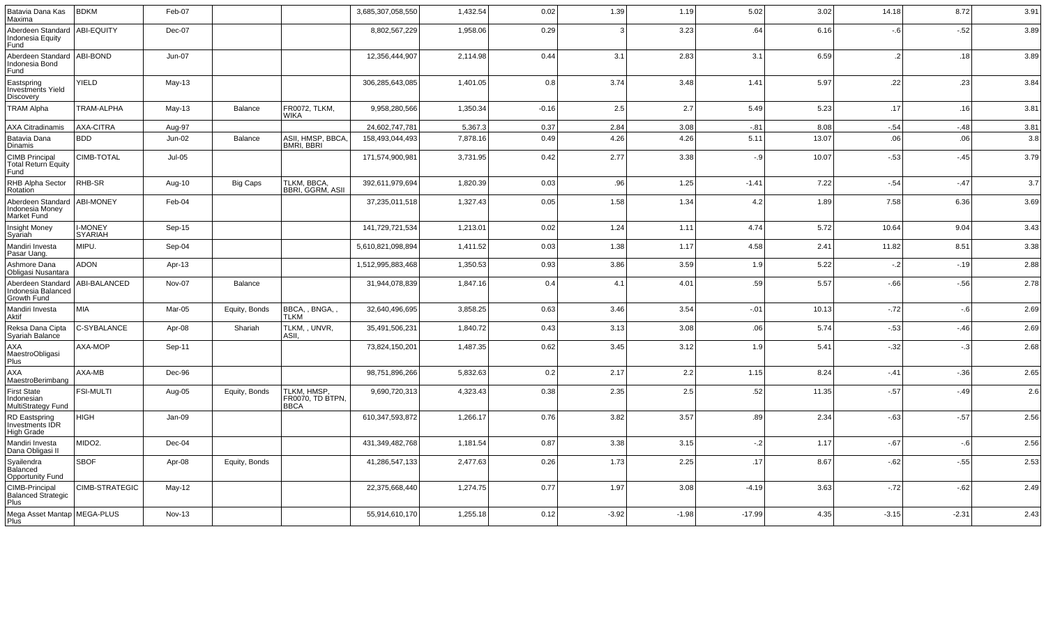| | | | | | | | | | | | | | | |
|---|---|---|---|---|---|---|---|---|---|---|---|---|---|---|
| Batavia Dana Kas Maxima | BDKM | Feb-07 | | | 3,685,307,058,550 | 1,432.54 | 0.02 | 1.39 | 1.19 | 5.02 | 3.02 | 14.18 | 8.72 | 3.91 |
| Aberdeen Standard Indonesia Equity Fund | ABI-EQUITY | Dec-07 | | | 8,802,567,229 | 1,958.06 | 0.29 | 3 | 3.23 | .64 | 6.16 | -.6 | -.52 | 3.89 |
| Aberdeen Standard Indonesia Bond Fund | ABI-BOND | Jun-07 | | | 12,356,444,907 | 2,114.98 | 0.44 | 3.1 | 2.83 | 3.1 | 6.59 | .2 | .18 | 3.89 |
| Eastspring Investments Yield Discovery | YIELD | May-13 | | | 306,285,643,085 | 1,401.05 | 0.8 | 3.74 | 3.48 | 1.41 | 5.97 | .22 | .23 | 3.84 |
| TRAM Alpha | TRAM-ALPHA | May-13 | Balance | FR0072, TLKM, WIKA | 9,958,280,566 | 1,350.34 | -0.16 | 2.5 | 2.7 | 5.49 | 5.23 | .17 | .16 | 3.81 |
| AXA Citradinamis | AXA-CITRA | Aug-97 | | | 24,602,747,781 | 5,367.3 | 0.37 | 2.84 | 3.08 | -.81 | 8.08 | -.54 | -.48 | 3.81 |
| Batavia Dana Dinamis | BDD | Jun-02 | Balance | ASII, HMSP, BBCA, BMRI, BBRI | 158,493,044,493 | 7,878.16 | 0.49 | 4.26 | 4.26 | 5.11 | 13.07 | .06 | .06 | 3.8 |
| CIMB Principal Total Return Equity Fund | CIMB-TOTAL | Jul-05 | | | 171,574,900,981 | 3,731.95 | 0.42 | 2.77 | 3.38 | -.9 | 10.07 | -.53 | -.45 | 3.79 |
| RHB Alpha Sector Rotation | RHB-SR | Aug-10 | Big Caps | TLKM, BBCA, BBRI, GGRM, ASII | 392,611,979,694 | 1,820.39 | 0.03 | .96 | 1.25 | -1.41 | 7.22 | -.54 | -.47 | 3.7 |
| Aberdeen Standard Indonesia Money Market Fund | ABI-MONEY | Feb-04 | | | 37,235,011,518 | 1,327.43 | 0.05 | 1.58 | 1.34 | 4.2 | 1.89 | 7.58 | 6.36 | 3.69 |
| Insight Money Syariah | I-MONEY SYARIAH | Sep-15 | | | 141,729,721,534 | 1,213.01 | 0.02 | 1.24 | 1.11 | 4.74 | 5.72 | 10.64 | 9.04 | 3.43 |
| Mandiri Investa Pasar Uang. | MIPU. | Sep-04 | | | 5,610,821,098,894 | 1,411.52 | 0.03 | 1.38 | 1.17 | 4.58 | 2.41 | 11.82 | 8.51 | 3.38 |
| Ashmore Dana Obligasi Nusantara | ADON | Apr-13 | | | 1,512,995,883,468 | 1,350.53 | 0.93 | 3.86 | 3.59 | 1.9 | 5.22 | -.2 | -.19 | 2.88 |
| Aberdeen Standard Indonesia Balanced Growth Fund | ABI-BALANCED | Nov-07 | Balance | | 31,944,078,839 | 1,847.16 | 0.4 | 4.1 | 4.01 | .59 | 5.57 | -.66 | -.56 | 2.78 |
| Mandiri Investa Aktif | MIA | Mar-05 | Equity, Bonds | BBCA, , BNGA, , TLKM | 32,640,496,695 | 3,858.25 | 0.63 | 3.46 | 3.54 | -.01 | 10.13 | -.72 | -.6 | 2.69 |
| Reksa Dana Cipta Syariah Balance | C-SYBALANCE | Apr-08 | Shariah | TLKM, , UNVR, ASII, | 35,491,506,231 | 1,840.72 | 0.43 | 3.13 | 3.08 | .06 | 5.74 | -.53 | -.46 | 2.69 |
| AXA MaestroObligasi Plus | AXA-MOP | Sep-11 | | | 73,824,150,201 | 1,487.35 | 0.62 | 3.45 | 3.12 | 1.9 | 5.41 | -.32 | -.3 | 2.68 |
| AXA MaestroBerimbang | AXA-MB | Dec-96 | | | 98,751,896,266 | 5,832.63 | 0.2 | 2.17 | 2.2 | 1.15 | 8.24 | -.41 | -.36 | 2.65 |
| First State Indonesian MultiStrategy Fund | FSI-MULTI | Aug-05 | Equity, Bonds | TLKM, HMSP, FR0070, TD BTPN, BBCA | 9,690,720,313 | 4,323.43 | 0.38 | 2.35 | 2.5 | .52 | 11.35 | -.57 | -.49 | 2.6 |
| RD Eastspring Investments IDR High Grade | HIGH | Jan-09 | | | 610,347,593,872 | 1,266.17 | 0.76 | 3.82 | 3.57 | .89 | 2.34 | -.63 | -.57 | 2.56 |
| Mandiri Investa Dana Obligasi II | MIDO2. | Dec-04 | | | 431,349,482,768 | 1,181.54 | 0.87 | 3.38 | 3.15 | -.2 | 1.17 | -.67 | -.6 | 2.56 |
| Syailendra Balanced Opportunity Fund | SBOF | Apr-08 | Equity, Bonds | | 41,286,547,133 | 2,477.63 | 0.26 | 1.73 | 2.25 | .17 | 8.67 | -.62 | -.55 | 2.53 |
| CIMB-Principal Balanced Strategic Plus | CIMB-STRATEGIC | May-12 | | | 22,375,668,440 | 1,274.75 | 0.77 | 1.97 | 3.08 | -4.19 | 3.63 | -.72 | -.62 | 2.49 |
| Mega Asset Mantap Plus | MEGA-PLUS | Nov-13 | | | 55,914,610,170 | 1,255.18 | 0.12 | -3.92 | -1.98 | -17.99 | 4.35 | -3.15 | -2.31 | 2.43 |